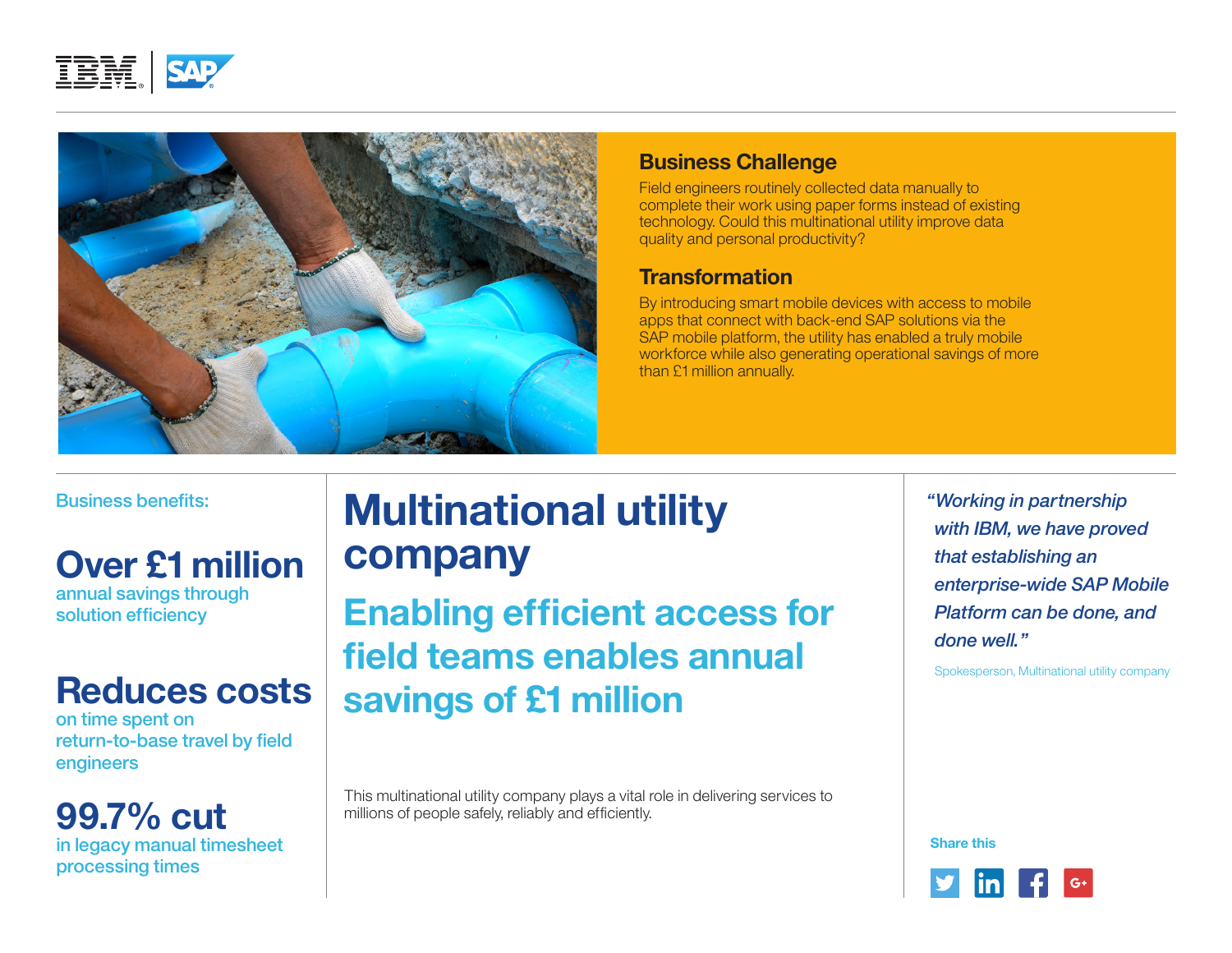## Business Challenge

Field engineers routinely collected data manually to complete their work using paper forms instead of existing technology. Could this multinational utility improve data quality and personal productivity?

## Transformation

By introducing smart mobile devices with access to mobile apps that connect with back-end SAP solutions via the SAP mobile platform, the utility has enabled a truly mobile workforce while also generating operational savings of more than £1 million annually.

# Multinational utility company

## Enabling efficient access for field teams enables annual savings of £1 million

This multinational utility company plays a vital role in delivering services to millions of people safely, reliably and efficiently.

**Business benefits:**

**Over £1 million**
annual savings through solution efficiency

**Reduces costs**
on time spent on return-to-base travel by field engineers

**99.7% cut**
in legacy manual timesheet processing times

*"Working in partnership with IBM, we have proved that establishing an enterprise-wide SAP Mobile Platform can be done, and done well."*

Spokesperson, Multinational utility company

Share this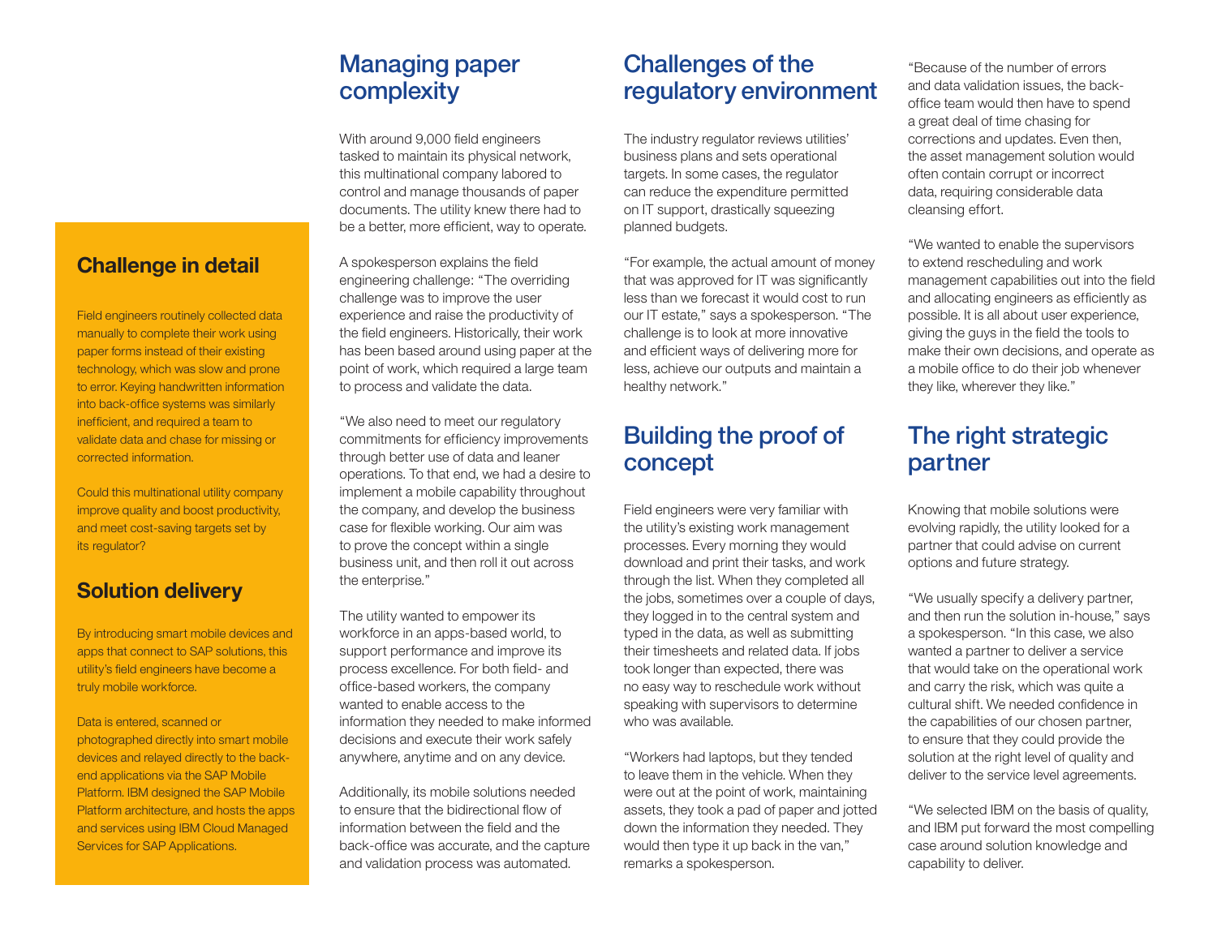## Challenge in detail

Field engineers routinely collected data manually to complete their work using paper forms instead of their existing technology, which was slow and prone to error. Keying handwritten information into back-office systems was similarly inefficient, and required a team to validate data and chase for missing or corrected information.

Could this multinational utility company improve quality and boost productivity, and meet cost-saving targets set by its regulator?

## Solution delivery

By introducing smart mobile devices and apps that connect to SAP solutions, this utility's field engineers have become a truly mobile workforce.

Data is entered, scanned or photographed directly into smart mobile devices and relayed directly to the back-end applications via the SAP Mobile Platform. IBM designed the SAP Mobile Platform architecture, and hosts the apps and services using IBM Cloud Managed Services for SAP Applications.

## Managing paper complexity

With around 9,000 field engineers tasked to maintain its physical network, this multinational company labored to control and manage thousands of paper documents. The utility knew there had to be a better, more efficient, way to operate.

A spokesperson explains the field engineering challenge: "The overriding challenge was to improve the user experience and raise the productivity of the field engineers. Historically, their work has been based around using paper at the point of work, which required a large team to process and validate the data.

"We also need to meet our regulatory commitments for efficiency improvements through better use of data and leaner operations. To that end, we had a desire to implement a mobile capability throughout the company, and develop the business case for flexible working. Our aim was to prove the concept within a single business unit, and then roll it out across the enterprise."

The utility wanted to empower its workforce in an apps-based world, to support performance and improve its process excellence. For both field- and office-based workers, the company wanted to enable access to the information they needed to make informed decisions and execute their work safely anywhere, anytime and on any device.

Additionally, its mobile solutions needed to ensure that the bidirectional flow of information between the field and the back-office was accurate, and the capture and validation process was automated.

## Challenges of the regulatory environment

The industry regulator reviews utilities' business plans and sets operational targets. In some cases, the regulator can reduce the expenditure permitted on IT support, drastically squeezing planned budgets.

"For example, the actual amount of money that was approved for IT was significantly less than we forecast it would cost to run our IT estate," says a spokesperson. "The challenge is to look at more innovative and efficient ways of delivering more for less, achieve our outputs and maintain a healthy network."

## Building the proof of concept

Field engineers were very familiar with the utility's existing work management processes. Every morning they would download and print their tasks, and work through the list. When they completed all the jobs, sometimes over a couple of days, they logged in to the central system and typed in the data, as well as submitting their timesheets and related data. If jobs took longer than expected, there was no easy way to reschedule work without speaking with supervisors to determine who was available.

"Workers had laptops, but they tended to leave them in the vehicle. When they were out at the point of work, maintaining assets, they took a pad of paper and jotted down the information they needed. They would then type it up back in the van," remarks a spokesperson.

"Because of the number of errors and data validation issues, the back-office team would then have to spend a great deal of time chasing for corrections and updates. Even then, the asset management solution would often contain corrupt or incorrect data, requiring considerable data cleansing effort.

"We wanted to enable the supervisors to extend rescheduling and work management capabilities out into the field and allocating engineers as efficiently as possible. It is all about user experience, giving the guys in the field the tools to make their own decisions, and operate as a mobile office to do their job whenever they like, wherever they like."

## The right strategic partner

Knowing that mobile solutions were evolving rapidly, the utility looked for a partner that could advise on current options and future strategy.

"We usually specify a delivery partner, and then run the solution in-house," says a spokesperson. "In this case, we also wanted a partner to deliver a service that would take on the operational work and carry the risk, which was quite a cultural shift. We needed confidence in the capabilities of our chosen partner, to ensure that they could provide the solution at the right level of quality and deliver to the service level agreements.

"We selected IBM on the basis of quality, and IBM put forward the most compelling case around solution knowledge and capability to deliver.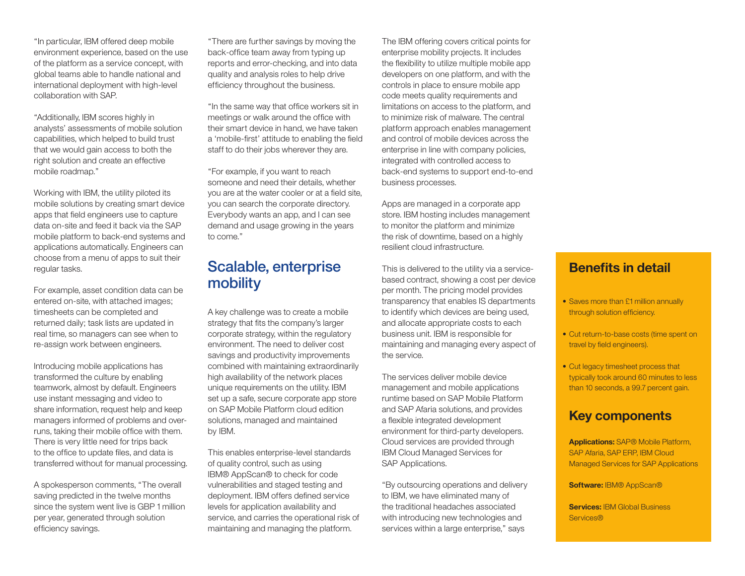"In particular, IBM offered deep mobile environment experience, based on the use of the platform as a service concept, with global teams able to handle national and international deployment with high-level collaboration with SAP.

"Additionally, IBM scores highly in analysts' assessments of mobile solution capabilities, which helped to build trust that we would gain access to both the right solution and create an effective mobile roadmap."

Working with IBM, the utility piloted its mobile solutions by creating smart device apps that field engineers use to capture data on-site and feed it back via the SAP mobile platform to back-end systems and applications automatically. Engineers can choose from a menu of apps to suit their regular tasks.

For example, asset condition data can be entered on-site, with attached images; timesheets can be completed and returned daily; task lists are updated in real time, so managers can see when to re-assign work between engineers.

Introducing mobile applications has transformed the culture by enabling teamwork, almost by default. Engineers use instant messaging and video to share information, request help and keep managers informed of problems and over-runs, taking their mobile office with them. There is very little need for trips back to the office to update files, and data is transferred without for manual processing.

A spokesperson comments, "The overall saving predicted in the twelve months since the system went live is GBP 1 million per year, generated through solution efficiency savings.

"There are further savings by moving the back-office team away from typing up reports and error-checking, and into data quality and analysis roles to help drive efficiency throughout the business.

"In the same way that office workers sit in meetings or walk around the office with their smart device in hand, we have taken a 'mobile-first' attitude to enabling the field staff to do their jobs wherever they are.

"For example, if you want to reach someone and need their details, whether you are at the water cooler or at a field site, you can search the corporate directory. Everybody wants an app, and I can see demand and usage growing in the years to come."

## Scalable, enterprise mobility

A key challenge was to create a mobile strategy that fits the company's larger corporate strategy, within the regulatory environment. The need to deliver cost savings and productivity improvements combined with maintaining extraordinarily high availability of the network places unique requirements on the utility. IBM set up a safe, secure corporate app store on SAP Mobile Platform cloud edition solutions, managed and maintained by IBM.

This enables enterprise-level standards of quality control, such as using IBM® AppScan® to check for code vulnerabilities and staged testing and deployment. IBM offers defined service levels for application availability and service, and carries the operational risk of maintaining and managing the platform.

The IBM offering covers critical points for enterprise mobility projects. It includes the flexibility to utilize multiple mobile app developers on one platform, and with the controls in place to ensure mobile app code meets quality requirements and limitations on access to the platform, and to minimize risk of malware. The central platform approach enables management and control of mobile devices across the enterprise in line with company policies, integrated with controlled access to back-end systems to support end-to-end business processes.

Apps are managed in a corporate app store. IBM hosting includes management to monitor the platform and minimize the risk of downtime, based on a highly resilient cloud infrastructure.

This is delivered to the utility via a service-based contract, showing a cost per device per month. The pricing model provides transparency that enables IS departments to identify which devices are being used, and allocate appropriate costs to each business unit. IBM is responsible for maintaining and managing every aspect of the service.

The services deliver mobile device management and mobile applications runtime based on SAP Mobile Platform and SAP Afaria solutions, and provides a flexible integrated development environment for third-party developers. Cloud services are provided through IBM Cloud Managed Services for SAP Applications.

"By outsourcing operations and delivery to IBM, we have eliminated many of the traditional headaches associated with introducing new technologies and services within a large enterprise," says

## Benefits in detail

- Saves more than £1 million annually through solution efficiency.
- Cut return-to-base costs (time spent on travel by field engineers).
- Cut legacy timesheet process that typically took around 60 minutes to less than 10 seconds, a 99.7 percent gain.

## Key components

**Applications:** SAP® Mobile Platform, SAP Afaria, SAP ERP, IBM Cloud Managed Services for SAP Applications

**Software:** IBM® AppScan®

**Services:** IBM Global Business Services®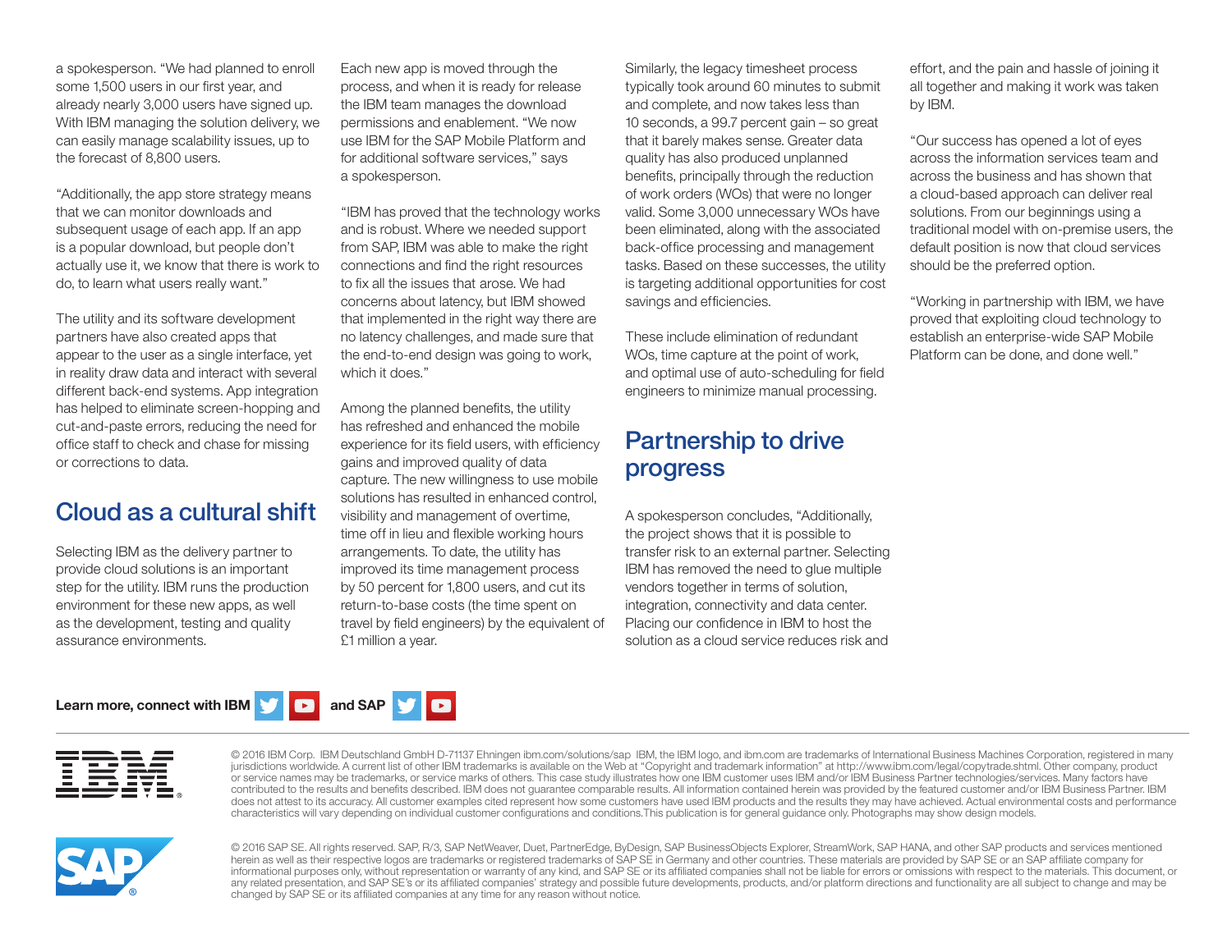a spokesperson. "We had planned to enroll some 1,500 users in our first year, and already nearly 3,000 users have signed up. With IBM managing the solution delivery, we can easily manage scalability issues, up to the forecast of 8,800 users.

"Additionally, the app store strategy means that we can monitor downloads and subsequent usage of each app. If an app is a popular download, but people don't actually use it, we know that there is work to do, to learn what users really want."

The utility and its software development partners have also created apps that appear to the user as a single interface, yet in reality draw data and interact with several different back-end systems. App integration has helped to eliminate screen-hopping and cut-and-paste errors, reducing the need for office staff to check and chase for missing or corrections to data.

## Cloud as a cultural shift

Selecting IBM as the delivery partner to provide cloud solutions is an important step for the utility. IBM runs the production environment for these new apps, as well as the development, testing and quality assurance environments.

Each new app is moved through the process, and when it is ready for release the IBM team manages the download permissions and enablement. "We now use IBM for the SAP Mobile Platform and for additional software services," says a spokesperson.

"IBM has proved that the technology works and is robust. Where we needed support from SAP, IBM was able to make the right connections and find the right resources to fix all the issues that arose. We had concerns about latency, but IBM showed that implemented in the right way there are no latency challenges, and made sure that the end-to-end design was going to work, which it does."

Among the planned benefits, the utility has refreshed and enhanced the mobile experience for its field users, with efficiency gains and improved quality of data capture. The new willingness to use mobile solutions has resulted in enhanced control, visibility and management of overtime, time off in lieu and flexible working hours arrangements. To date, the utility has improved its time management process by 50 percent for 1,800 users, and cut its return-to-base costs (the time spent on travel by field engineers) by the equivalent of £1 million a year.

Similarly, the legacy timesheet process typically took around 60 minutes to submit and complete, and now takes less than 10 seconds, a 99.7 percent gain – so great that it barely makes sense. Greater data quality has also produced unplanned benefits, principally through the reduction of work orders (WOs) that were no longer valid. Some 3,000 unnecessary WOs have been eliminated, along with the associated back-office processing and management tasks. Based on these successes, the utility is targeting additional opportunities for cost savings and efficiencies.

These include elimination of redundant WOs, time capture at the point of work, and optimal use of auto-scheduling for field engineers to minimize manual processing.

## Partnership to drive progress

A spokesperson concludes, "Additionally, the project shows that it is possible to transfer risk to an external partner. Selecting IBM has removed the need to glue multiple vendors together in terms of solution, integration, connectivity and data center. Placing our confidence in IBM to host the solution as a cloud service reduces risk and effort, and the pain and hassle of joining it all together and making it work was taken by IBM.

"Our success has opened a lot of eyes across the information services team and across the business and has shown that a cloud-based approach can deliver real solutions. From our beginnings using a traditional model with on-premise users, the default position is now that cloud services should be the preferred option.

"Working in partnership with IBM, we have proved that exploiting cloud technology to establish an enterprise-wide SAP Mobile Platform can be done, and done well."

**Learn more, connect with IBM** and **SAP**

© 2016 IBM Corp. IBM Deutschland GmbH D-71137 Ehningen ibm.com/solutions/sap IBM, the IBM logo, and ibm.com are trademarks of International Business Machines Corporation, registered in many jurisdictions worldwide. A current list of other IBM trademarks is available on the Web at "Copyright and trademark information" at http://www.ibm.com/legal/copytrade.shtml. Other company, product or service names may be trademarks, or service marks of others. This case study illustrates how one IBM customer uses IBM and/or IBM Business Partner technologies/services. Many factors have contributed to the results and benefits described. IBM does not guarantee comparable results. All information contained herein was provided by the featured customer and/or IBM Business Partner. IBM does not attest to its accuracy. All customer examples cited represent how some customers have used IBM products and the results they may have achieved. Actual environmental costs and performance characteristics will vary depending on individual customer configurations and conditions.This publication is for general guidance only. Photographs may show design models.

© 2016 SAP SE. All rights reserved. SAP, R/3, SAP NetWeaver, Duet, PartnerEdge, ByDesign, SAP BusinessObjects Explorer, StreamWork, SAP HANA, and other SAP products and services mentioned herein as well as their respective logos are trademarks or registered trademarks of SAP SE in Germany and other countries. These materials are provided by SAP SE or an SAP affiliate company for informational purposes only, without representation or warranty of any kind, and SAP SE or its affiliated companies shall not be liable for errors or omissions with respect to the materials. This document, or any related presentation, and SAP SE's or its affiliated companies' strategy and possible future developments, products, and/or platform directions and functionality are all subject to change and may be changed by SAP SE or its affiliated companies at any time for any reason without notice.